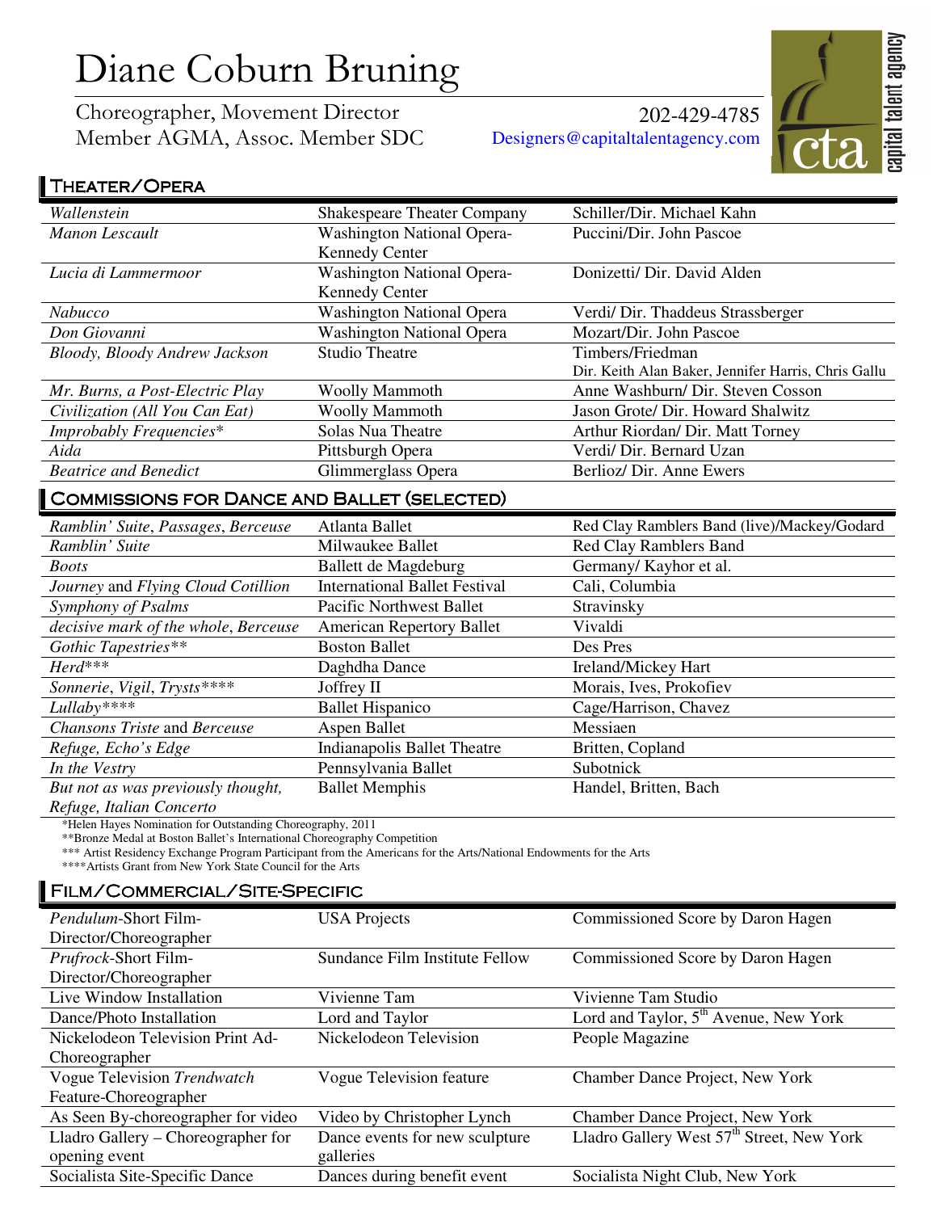# Diane Coburn Bruning

Choreographer, Movement Director
Member AGMA, Assoc. Member SDC

202-429-4785
Designers@capitaltalentagency.com

cta capital talent agency

## Theater/Opera

| | | |
|---|---|---|
| *Wallenstein* | Shakespeare Theater Company | Schiller/Dir. Michael Kahn |
| *Manon Lescault* | Washington National Opera-Kennedy Center | Puccini/Dir. John Pascoe |
| *Lucia di Lammermoor* | Washington National Opera-Kennedy Center | Donizetti/ Dir. David Alden |
| *Nabucco* | Washington National Opera | Verdi/ Dir. Thaddeus Strassberger |
| *Don Giovanni* | Washington National Opera | Mozart/Dir. John Pascoe |
| *Bloody, Bloody Andrew Jackson* | Studio Theatre | Timbers/Friedman Dir. Keith Alan Baker, Jennifer Harris, Chris Gallu |
| *Mr. Burns, a Post-Electric Play* | Woolly Mammoth | Anne Washburn/ Dir. Steven Cosson |
| *Civilization (All You Can Eat)* | Woolly Mammoth | Jason Grote/ Dir. Howard Shalwitz |
| *Improbably Frequencies** | Solas Nua Theatre | Arthur Riordan/ Dir. Matt Torney |
| *Aida* | Pittsburgh Opera | Verdi/ Dir. Bernard Uzan |
| *Beatrice and Benedict* | Glimmerglass Opera | Berlioz/ Dir. Anne Ewers |

## Commissions for Dance and Ballet (selected)

| | | |
|---|---|---|
| *Ramblin' Suite, Passages, Berceuse* | Atlanta Ballet | Red Clay Ramblers Band (live)/Mackey/Godard |
| *Ramblin' Suite* | Milwaukee Ballet | Red Clay Ramblers Band |
| *Boots* | Ballett de Magdeburg | Germany/ Kayhor et al. |
| *Journey* and *Flying Cloud Cotillion* | International Ballet Festival | Cali, Columbia |
| *Symphony of Psalms* | Pacific Northwest Ballet | Stravinsky |
| *decisive mark of the whole, Berceuse* | American Repertory Ballet | Vivaldi |
| *Gothic Tapestries*** | Boston Ballet | Des Pres |
| *Herd**** | Daghdha Dance | Ireland/Mickey Hart |
| *Sonnerie, Vigil, Trysts***** | Joffrey II | Morais, Ives, Prokofiev |
| *Lullaby***** | Ballet Hispanico | Cage/Harrison, Chavez |
| *Chansons Triste* and *Berceuse* | Aspen Ballet | Messiaen |
| *Refuge, Echo's Edge* | Indianapolis Ballet Theatre | Britten, Copland |
| *In the Vestry* | Pennsylvania Ballet | Subotnick |
| *But not as was previously thought, Refuge, Italian Concerto* | Ballet Memphis | Handel, Britten, Bach |

*Helen Hayes Nomination for Outstanding Choreography, 2011
**Bronze Medal at Boston Ballet's International Choreography Competition
*** Artist Residency Exchange Program Participant from the Americans for the Arts/National Endowments for the Arts
****Artists Grant from New York State Council for the Arts

## Film/Commercial/Site-Specific

| | | |
|---|---|---|
| *Pendulum*-Short Film-Director/Choreographer | USA Projects | Commissioned Score by Daron Hagen |
| *Prufrock*-Short Film-Director/Choreographer | Sundance Film Institute Fellow | Commissioned Score by Daron Hagen |
| Live Window Installation | Vivienne Tam | Vivienne Tam Studio |
| Dance/Photo Installation | Lord and Taylor | Lord and Taylor, 5th Avenue, New York |
| Nickelodeon Television Print Ad-Choreographer | Nickelodeon Television | People Magazine |
| Vogue Television *Trendwatch* Feature-Choreographer | Vogue Television feature | Chamber Dance Project, New York |
| As Seen By-choreographer for video | Video by Christopher Lynch | Chamber Dance Project, New York |
| Lladro Gallery – Choreographer for opening event | Dance events for new sculpture galleries | Lladro Gallery West 57th Street, New York |
| Socialista Site-Specific Dance | Dances during benefit event | Socialista Night Club, New York |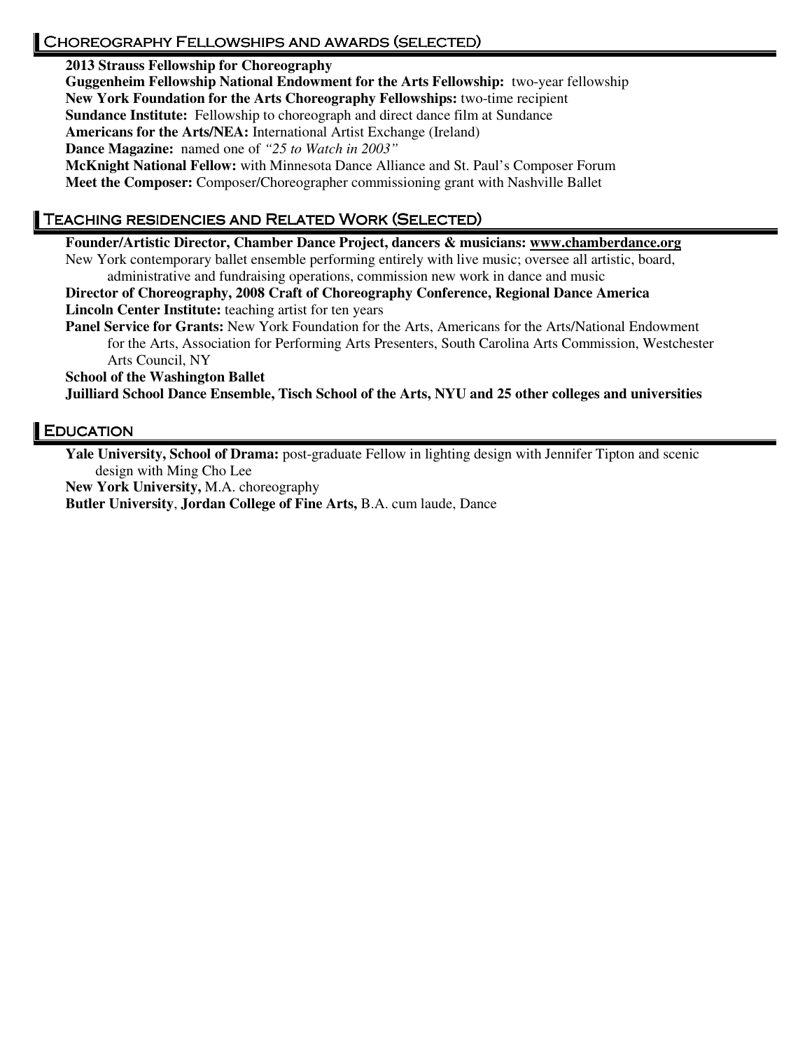## Choreography Fellowships and awards (selected)

**2013 Strauss Fellowship for Choreography**
**Guggenheim Fellowship National Endowment for the Arts Fellowship:** two-year fellowship
**New York Foundation for the Arts Choreography Fellowships:** two-time recipient
**Sundance Institute:** Fellowship to choreograph and direct dance film at Sundance
**Americans for the Arts/NEA:** International Artist Exchange (Ireland)
**Dance Magazine:** named one of *"25 to Watch in 2003"*
**McKnight National Fellow:** with Minnesota Dance Alliance and St. Paul's Composer Forum
**Meet the Composer:** Composer/Choreographer commissioning grant with Nashville Ballet

## Teaching residencies and Related Work (Selected)

**Founder/Artistic Director, Chamber Dance Project, dancers & musicians: www.chamberdance.org**
New York contemporary ballet ensemble performing entirely with live music; oversee all artistic, board, administrative and fundraising operations, commission new work in dance and music
**Director of Choreography, 2008 Craft of Choreography Conference, Regional Dance America**
**Lincoln Center Institute:** teaching artist for ten years
**Panel Service for Grants:** New York Foundation for the Arts, Americans for the Arts/National Endowment for the Arts, Association for Performing Arts Presenters, South Carolina Arts Commission, Westchester Arts Council, NY
**School of the Washington Ballet**
**Juilliard School Dance Ensemble, Tisch School of the Arts, NYU and 25 other colleges and universities**

## Education

**Yale University, School of Drama:** post-graduate Fellow in lighting design with Jennifer Tipton and scenic design with Ming Cho Lee
**New York University,** M.A. choreography
**Butler University**, **Jordan College of Fine Arts,** B.A. cum laude, Dance